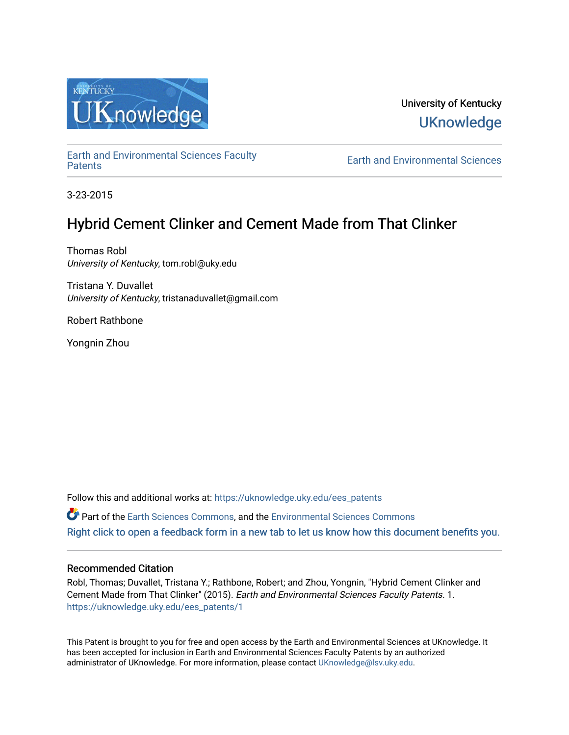University of Kentucky

UKnowledge

Earth and Environmental Sciences Faculty Patents

Earth and Environmental Sciences

3-23-2015

# Hybrid Cement Clinker and Cement Made from That Clinker

Thomas Robl
*University of Kentucky*, tom.robl@uky.edu

Tristana Y. Duvallet
*University of Kentucky*, tristanaduvallet@gmail.com

Robert Rathbone

Yongnin Zhou

Follow this and additional works at: https://uknowledge.uky.edu/ees_patents

Part of the Earth Sciences Commons, and the Environmental Sciences Commons

Right click to open a feedback form in a new tab to let us know how this document benefits you.

## Recommended Citation

Robl, Thomas; Duvallet, Tristana Y.; Rathbone, Robert; and Zhou, Yongnin, "Hybrid Cement Clinker and Cement Made from That Clinker" (2015). *Earth and Environmental Sciences Faculty Patents*. 1.
https://uknowledge.uky.edu/ees_patents/1

This Patent is brought to you for free and open access by the Earth and Environmental Sciences at UKnowledge. It has been accepted for inclusion in Earth and Environmental Sciences Faculty Patents by an authorized administrator of UKnowledge. For more information, please contact UKnowledge@lsv.uky.edu.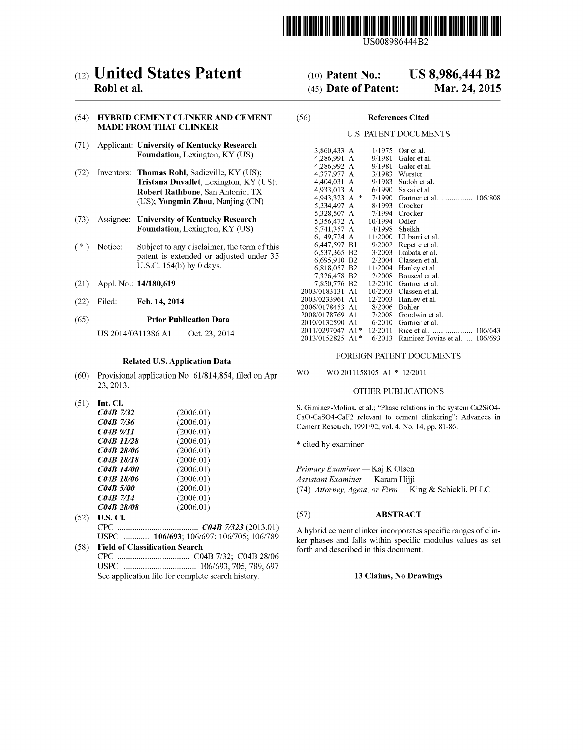US008986444B2

# (12) United States Patent
**Robl et al.**

**(10) Patent No.: US 8,986,444 B2**

**(45) Date of Patent: Mar. 24, 2015**

(54) **HYBRID CEMENT CLINKER AND CEMENT MADE FROM THAT CLINKER**

(71) Applicant: **University of Kentucky Research Foundation**, Lexington, KY (US)

(72) Inventors: **Thomas Robl**, Sadieville, KY (US); **Tristana Duvallet**, Lexington, KY (US); **Robert Rathbone**, San Antonio, TX (US); **Yongmin Zhou**, Nanjing (CN)

(73) Assignee: **University of Kentucky Research Foundation**, Lexington, KY (US)

( * ) Notice: Subject to any disclaimer, the term of this patent is extended or adjusted under 35 U.S.C. 154(b) by 0 days.

(21) Appl. No.: **14/180,619**

(22) Filed: **Feb. 14, 2014**

(65) **Prior Publication Data**

US 2014/0311386 A1 Oct. 23, 2014

**Related U.S. Application Data**

(60) Provisional application No. 61/814,854, filed on Apr. 23, 2013.

(51) **Int. Cl.**

| | |
|---|---|
| ***C04B 7/32*** | (2006.01) |
| ***C04B 7/36*** | (2006.01) |
| ***C04B 9/11*** | (2006.01) |
| ***C04B 11/28*** | (2006.01) |
| ***C04B 28/06*** | (2006.01) |
| ***C04B 18/18*** | (2006.01) |
| ***C04B 14/00*** | (2006.01) |
| ***C04B 18/06*** | (2006.01) |
| ***C04B 5/00*** | (2006.01) |
| ***C04B 7/14*** | (2006.01) |
| ***C04B 28/08*** | (2006.01) |

(52) **U.S. Cl.**

CPC .................................... ***C04B 7/323*** (2013.01)
USPC ............ **106/693**; 106/697; 106/705; 106/789

(58) **Field of Classification Search**

CPC .................................. C04B 7/32; C04B 28/06
USPC .................................. 106/693, 705, 789, 697
See application file for complete search history.

(56) **References Cited**

U.S. PATENT DOCUMENTS

| | | | |
|---|---|---|---|
| 3,860,433 A | 1/1975 | Ost et al. | |
| 4,286,991 A | 9/1981 | Galer et al. | |
| 4,286,992 A | 9/1981 | Galer et al. | |
| 4,377,977 A | 3/1983 | Wurster | |
| 4,404,031 A | 9/1983 | Sudoh et al. | |
| 4,933,013 A | 6/1990 | Sakai et al. | |
| 4,943,323 A * | 7/1990 | Gartner et al. | 106/808 |
| 5,234,497 A | 8/1993 | Crocker | |
| 5,328,507 A | 7/1994 | Crocker | |
| 5,356,472 A | 10/1994 | Odler | |
| 5,741,357 A | 4/1998 | Sheikh | |
| 6,149,724 A | 11/2000 | Ulibarri et al. | |
| 6,447,597 B1 | 9/2002 | Repette et al. | |
| 6,537,365 B2 | 3/2003 | Ikabata et al. | |
| 6,695,910 B2 | 2/2004 | Classen et al. | |
| 6,818,057 B2 | 11/2004 | Hanley et al. | |
| 7,326,478 B2 | 2/2008 | Bouscal et al. | |
| 7,850,776 B2 | 12/2010 | Gartner et al. | |
| 2003/0183131 A1 | 10/2003 | Classen et al. | |
| 2003/0233961 A1 | 12/2003 | Hanley et al. | |
| 2006/0178453 A1 | 8/2006 | Bohler | |
| 2008/0178769 A1 | 7/2008 | Goodwin et al. | |
| 2010/0132590 A1 | 6/2010 | Gartner et al. | |
| 2011/0297047 A1 * | 12/2011 | Rice et al. | 106/643 |
| 2013/0152825 A1 * | 6/2013 | Ramirez Tovias et al. | 106/693 |

FOREIGN PATENT DOCUMENTS

WO WO 2011158105 A1 * 12/2011

OTHER PUBLICATIONS

S. Giminez-Molina, et al.; "Phase relations in the system Ca2SiO4-CaO-CaSO4-CaF2 relevant to cement clinkering"; Advances in Cement Research, 1991/92, vol. 4, No. 14, pp. 81-86.

\* cited by examiner

*Primary Examiner* — Kaj K Olsen
*Assistant Examiner* — Karam Hijji
(74) *Attorney, Agent, or Firm* — King & Schickli, PLLC

(57) **ABSTRACT**

A hybrid cement clinker incorporates specific ranges of clinker phases and falls within specific modulus values as set forth and described in this document.

**13 Claims, No Drawings**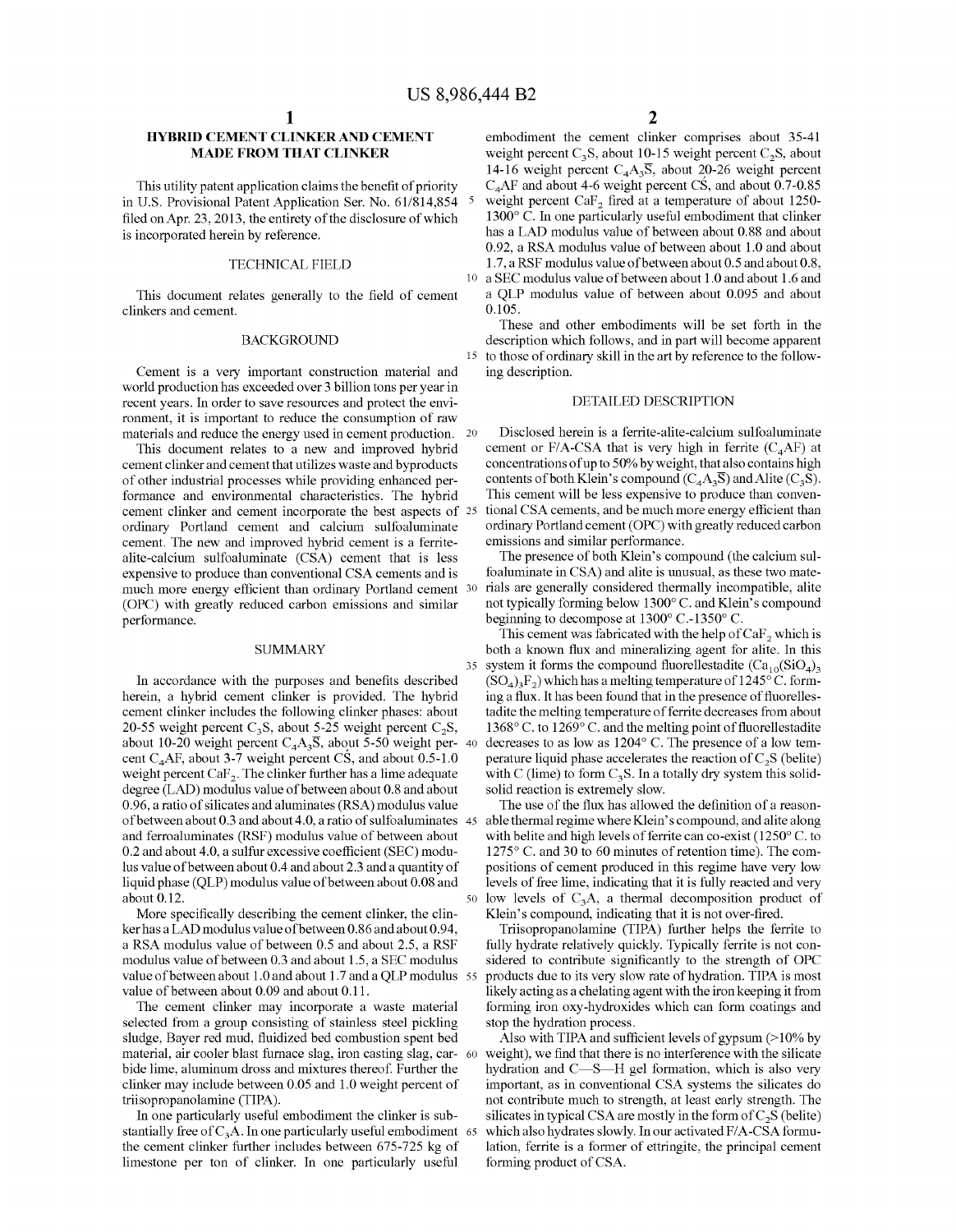# HYBRID CEMENT CLINKER AND CEMENT MADE FROM THAT CLINKER

This utility patent application claims the benefit of priority in U.S. Provisional Patent Application Ser. No. 61/814,854 filed on Apr. 23, 2013, the entirety of the disclosure of which is incorporated herein by reference.

## TECHNICAL FIELD

This document relates generally to the field of cement clinkers and cement.

## BACKGROUND

Cement is a very important construction material and world production has exceeded over 3 billion tons per year in recent years. In order to save resources and protect the environment, it is important to reduce the consumption of raw materials and reduce the energy used in cement production.

This document relates to a new and improved hybrid cement clinker and cement that utilizes waste and byproducts of other industrial processes while providing enhanced performance and environmental characteristics. The hybrid cement clinker and cement incorporate the best aspects of ordinary Portland cement and calcium sulfoaluminate cement. The new and improved hybrid cement is a ferrite-alite-calcium sulfoaluminate (CSA) cement that is less expensive to produce than conventional CSA cements and is much more energy efficient than ordinary Portland cement (OPC) with greatly reduced carbon emissions and similar performance.

## SUMMARY

In accordance with the purposes and benefits described herein, a hybrid cement clinker is provided. The hybrid cement clinker includes the following clinker phases: about 20-55 weight percent $C_3S$, about 5-25 weight percent $C_2S$, about 10-20 weight percent $C_4A_3\overline{S}$, about 5-50 weight percent $C_4AF$, about 3-7 weight percent $C\acute{S}$, and about 0.5-1.0 weight percent $CaF_2$. The clinker further has a lime adequate degree (LAD) modulus value of between about 0.8 and about 0.96, a ratio of silicates and aluminates (RSA) modulus value of between about 0.3 and about 4.0, a ratio of sulfoaluminates and ferroaluminates (RSF) modulus value of between about 0.2 and about 4.0, a sulfur excessive coefficient (SEC) modulus value of between about 0.4 and about 2.3 and a quantity of liquid phase (QLP) modulus value of between about 0.08 and about 0.12.

More specifically describing the cement clinker, the clinker has a LAD modulus value of between 0.86 and about 0.94, a RSA modulus value of between 0.5 and about 2.5, a RSF modulus value of between 0.3 and about 1.5, a SEC modulus value of between about 1.0 and about 1.7 and a QLP modulus value of between about 0.09 and about 0.11.

The cement clinker may incorporate a waste material selected from a group consisting of stainless steel pickling sludge, Bayer red mud, fluidized bed combustion spent bed material, air cooler blast furnace slag, iron casting slag, carbide lime, aluminum dross and mixtures thereof. Further the clinker may include between 0.05 and 1.0 weight percent of triisopropanolamine (TIPA).

In one particularly useful embodiment the clinker is substantially free of $C_3A$. In one particularly useful embodiment the cement clinker further includes between 675-725 kg of limestone per ton of clinker. In one particularly useful embodiment the cement clinker comprises about 35-41 weight percent $C_3S$, about 10-15 weight percent $C_2S$, about 14-16 weight percent $C_4A_3\overline{S}$, about 20-26 weight percent $C_4AF$ and about 4-6 weight percent $C\acute{S}$, and about 0.7-0.85 weight percent $CaF_2$ fired at a temperature of about 1250-1300° C. In one particularly useful embodiment that clinker has a LAD modulus value of between about 0.88 and about 0.92, a RSA modulus value of between about 1.0 and about 1.7, a RSF modulus value of between about 0.5 and about 0.8, a SEC modulus value of between about 1.0 and about 1.6 and a QLP modulus value of between about 0.095 and about 0.105.

These and other embodiments will be set forth in the description which follows, and in part will become apparent to those of ordinary skill in the art by reference to the following description.

## DETAILED DESCRIPTION

Disclosed herein is a ferrite-alite-calcium sulfoaluminate cement or F/A-CSA that is very high in ferrite ($C_4AF$) at concentrations of up to 50% by weight, that also contains high contents of both Klein's compound ($C_4A_3\overline{S}$) and Alite ($C_3S$). This cement will be less expensive to produce than conventional CSA cements, and be much more energy efficient than ordinary Portland cement (OPC) with greatly reduced carbon emissions and similar performance.

The presence of both Klein's compound (the calcium sulfoaluminate in CSA) and alite is unusual, as these two materials are generally considered thermally incompatible, alite not typically forming below 1300° C. and Klein's compound beginning to decompose at 1300° C.-1350° C.

This cement was fabricated with the help of $CaF_2$ which is both a known flux and mineralizing agent for alite. In this system it forms the compound fluorellestadite ($Ca_{10}(SiO_4)_3(SO_4)_3F_2$) which has a melting temperature of 1245° C. forming a flux. It has been found that in the presence of fluorellestadite the melting temperature of ferrite decreases from about 1368° C. to 1269° C. and the melting point of fluorellestadite decreases to as low as 1204° C. The presence of a low temperature liquid phase accelerates the reaction of $C_2S$ (belite) with C (lime) to form $C_3S$. In a totally dry system this solid-solid reaction is extremely slow.

The use of the flux has allowed the definition of a reasonable thermal regime where Klein's compound, and alite along with belite and high levels of ferrite can co-exist (1250° C. to 1275° C. and 30 to 60 minutes of retention time). The compositions of cement produced in this regime have very low levels of free lime, indicating that it is fully reacted and very low levels of $C_3A$, a thermal decomposition product of Klein's compound, indicating that it is not over-fired.

Triisopropanolamine (TIPA) further helps the ferrite to fully hydrate relatively quickly. Typically ferrite is not considered to contribute significantly to the strength of OPC products due to its very slow rate of hydration. TIPA is most likely acting as a chelating agent with the iron keeping it from forming iron oxy-hydroxides which can form coatings and stop the hydration process.

Also with TIPA and sufficient levels of gypsum (>10% by weight), we find that there is no interference with the silicate hydration and C—S—H gel formation, which is also very important, as in conventional CSA systems the silicates do not contribute much to strength, at least early strength. The silicates in typical CSA are mostly in the form of $C_2S$ (belite) which also hydrates slowly. In our activated F/A-CSA formulation, ferrite is a former of ettringite, the principal cement forming product of CSA.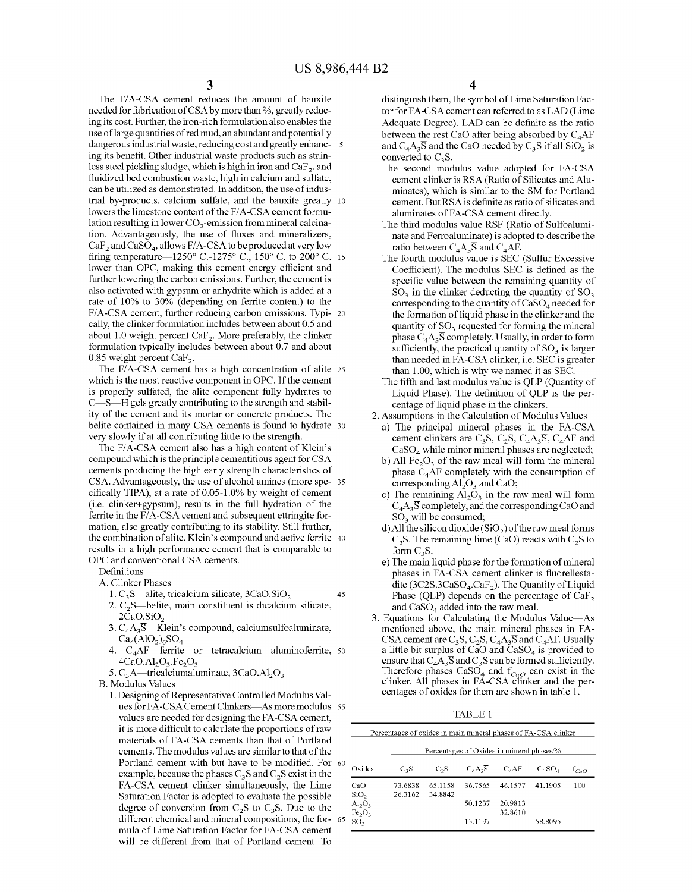The F/A-CSA cement reduces the amount of bauxite needed for fabrication of CSA by more than ⅔, greatly reducing its cost. Further, the iron-rich formulation also enables the use of large quantities of red mud, an abundant and potentially dangerous industrial waste, reducing cost and greatly enhancing its benefit. Other industrial waste products such as stainless steel pickling sludge, which is high in iron and $CaF_2$, and fluidized bed combustion waste, high in calcium and sulfate, can be utilized as demonstrated. In addition, the use of industrial by-products, calcium sulfate, and the bauxite greatly lowers the limestone content of the F/A-CSA cement formulation resulting in lower $CO_2$-emission from mineral calcination. Advantageously, the use of fluxes and mineralizers, $CaF_2$ and $CaSO_4$, allows F/A-CSA to be produced at very low firing temperature—1250° C.-1275° C., 150° C. to 200° C. lower than OPC, making this cement energy efficient and further lowering the carbon emissions. Further, the cement is also activated with gypsum or anhydrite which is added at a rate of 10% to 30% (depending on ferrite content) to the F/A-CSA cement, further reducing carbon emissions. Typically, the clinker formulation includes between about 0.5 and about 1.0 weight percent $CaF_2$. More preferably, the clinker formulation typically includes between about 0.7 and about 0.85 weight percent $CaF_2$.

The F/A-CSA cement has a high concentration of alite which is the most reactive component in OPC. If the cement is properly sulfated, the alite component fully hydrates to C—S—H gels greatly contributing to the strength and stability of the cement and its mortar or concrete products. The belite contained in many CSA cements is found to hydrate very slowly if at all contributing little to the strength.

The F/A-CSA cement also has a high content of Klein's compound which is the principle cementitious agent for CSA cements producing the high early strength characteristics of CSA. Advantageously, the use of alcohol amines (more specifically TIPA), at a rate of 0.05-1.0% by weight of cement (i.e. clinker+gypsum), results in the full hydration of the ferrite in the F/A-CSA cement and subsequent ettringite formation, also greatly contributing to its stability. Still further, the combination of alite, Klein's compound and active ferrite results in a high performance cement that is comparable to OPC and conventional CSA cements.

Definitions

A. Clinker Phases

1. $C_3S$—alite, tricalcium silicate, $3CaO.SiO_2$
2. $C_2S$—belite, main constituent is dicalcium silicate, $2CaO.SiO_2$
3. $C_4A_3\overline{S}$—Klein's compound, calciumsulfoaluminate, $Ca_4(AlO_2)_6SO_4$
4. $C_4AF$—ferrite or tetracalcium aluminoferrite, $4CaO.Al_2O_3.Fe_2O_3$
5. $C_3A$—tricalciumaluminate, $3CaO.Al_2O_3$

B. Modulus Values

1. Designing of Representative Controlled Modulus Values for FA-CSA Cement Clinkers—As more modulus values are needed for designing the FA-CSA cement, it is more difficult to calculate the proportions of raw materials of FA-CSA cements than that of Portland cements. The modulus values are similar to that of the Portland cement with but have to be modified. For example, because the phases $C_3S$ and $C_2S$ exist in the FA-CSA cement clinker simultaneously, the Lime Saturation Factor is adopted to evaluate the possible degree of conversion from $C_2S$ to $C_3S$. Due to the different chemical and mineral compositions, the formula of Lime Saturation Factor for FA-CSA cement will be different from that of Portland cement. To distinguish them, the symbol of Lime Saturation Factor for FA-CSA cement can referred to as LAD (Lime Adequate Degree). LAD can be definite as the ratio between the rest CaO after being absorbed by $C_4AF$ and $C_4A_3\overline{S}$ and the CaO needed by $C_3S$ if all $SiO_2$ is converted to $C_3S$.
   - The second modulus value adopted for FA-CSA cement clinker is RSA (Ratio of Silicates and Aluminates), which is similar to the SM for Portland cement. But RSA is definite as ratio of silicates and aluminates of FA-CSA cement directly.
   - The third modulus value RSF (Ratio of Sulfoaluminate and Ferroaluminate) is adopted to describe the ratio between $C_4A_3\overline{S}$ and $C_4AF$.
   - The fourth modulus value is SEC (Sulfur Excessive Coefficient). The modulus SEC is defined as the specific value between the remaining quantity of $SO_3$ in the clinker deducting the quantity of $SO_3$ corresponding to the quantity of $CaSO_4$ needed for the formation of liquid phase in the clinker and the quantity of $SO_3$ requested for forming the mineral phase $C_4A_3\overline{S}$ completely. Usually, in order to form sufficiently, the practical quantity of $SO_3$ is larger than needed in FA-CSA clinker, i.e. SEC is greater than 1.00, which is why we named it as SEC.
   - The fifth and last modulus value is QLP (Quantity of Liquid Phase). The definition of QLP is the percentage of liquid phase in the clinkers.
2. Assumptions in the Calculation of Modulus Values
   - a) The principal mineral phases in the FA-CSA cement clinkers are $C_3S$, $C_2S$, $C_4A_3\overline{S}$, $C_4AF$ and $CaSO_4$ while minor mineral phases are neglected;
   - b) All $Fe_2O_3$ of the raw meal will form the mineral phase $C_4AF$ completely with the consumption of corresponding $Al_2O_3$ and CaO;
   - c) The remaining $Al_2O_3$ in the raw meal will form $C_4A_3\overline{S}$ completely, and the corresponding CaO and $SO_3$ will be consumed;
   - d) All the silicon dioxide ($SiO_2$) of the raw meal forms $C_2S$. The remaining lime (CaO) reacts with $C_2S$ to form $C_3S$.
   - e) The main liquid phase for the formation of mineral phases in FA-CSA cement clinker is fluorellestadite ($3C2S.3CaSO_4.CaF_2$). The Quantity of Liquid Phase (QLP) depends on the percentage of $CaF_2$ and $CaSO_4$ added into the raw meal.
3. Equations for Calculating the Modulus Value—As mentioned above, the main mineral phases in FA-CSA cement are $C_3S$, $C_2S$, $C_4A_3\overline{S}$ and $C_4AF$. Usually a little bit surplus of CaO and $CaSO_4$ is provided to ensure that $C_4A_3\overline{S}$ and $C_3S$ can be formed sufficiently. Therefore phases $CaSO_4$ and $f_{CaO}$ can exist in the clinker. All phases in FA-CSA clinker and the percentages of oxides for them are shown in table 1.

TABLE 1

Percentages of oxides in main mineral phases of FA-CSA clinker

| Oxides | Percentages of Oxides in mineral phases/% | | | | | |
|---|---|---|---|---|---|---|
| | $C_3S$ | $C_2S$ | $C_4A_3\overline{S}$ | $C_4AF$ | $CaSO_4$ | $f_{CaO}$ |
| CaO | 73.6838 | 65.1158 | 36.7565 | 46.1577 | 41.1905 | 100 |
| $SiO_2$ | 26.3162 | 34.8842 | | | | |
| $Al_2O_3$ | | | 50.1237 | 20.9813 | | |
| $Fe_2O_3$ | | | | 32.8610 | | |
| $SO_3$ | | | 13.1197 | | 58.8095 | |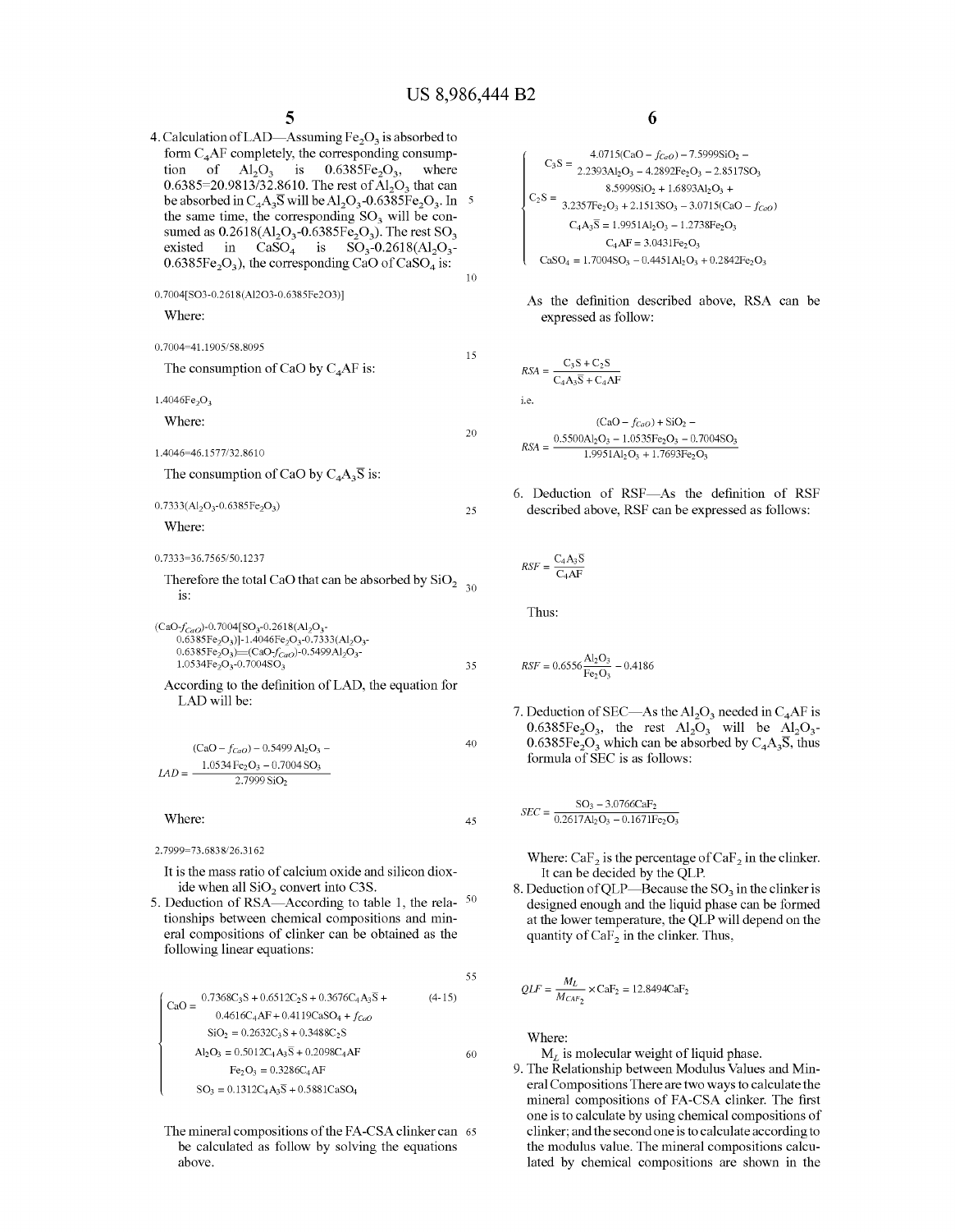4. Calculation of LAD—Assuming $Fe_2O_3$ is absorbed to form $C_4AF$ completely, the corresponding consumption of $Al_2O_3$ is $0.6385Fe_2O_3$, where $0.6385=20.9813/32.8610$. The rest of $Al_2O_3$ that can be absorbed in $C_4A_3\bar{S}$ will be $Al_2O_3$-$0.6385Fe_2O_3$. In the same time, the corresponding $SO_3$ will be consumed as $0.2618(Al_2O_3\text{-}0.6385Fe_2O_3)$. The rest $SO_3$ existed in $CaSO_4$ is $SO_3\text{-}0.2618(Al_2O_3\text{-}0.6385Fe_2O_3)$, the corresponding CaO of $CaSO_4$ is:

$$0.7004[SO_3\text{-}0.2618(Al_2O_3\text{-}0.6385Fe_2O_3)]$$

Where:

$$0.7004=41.1905/58.8095$$

The consumption of CaO by $C_4AF$ is:

$$1.4046Fe_2O_3$$

Where:

$$1.4046=46.1577/32.8610$$

The consumption of CaO by $C_4A_3\bar{S}$ is:

$$0.7333(Al_2O_3\text{-}0.6385Fe_2O_3)$$

Where:

$$0.7333=36.7565/50.1237$$

Therefore the total CaO that can be absorbed by $SiO_2$ is:

$$(CaO\text{-}f_{CaO})\text{-}0.7004[SO_3\text{-}0.2618(Al_2O_3\text{-}0.6385Fe_2O_3)]\text{-}1.4046Fe_2O_3\text{-}0.7333(Al_2O_3\text{-}0.6385Fe_2O_3)=(CaO\text{-}f_{CaO})\text{-}0.5499Al_2O_3\text{-}1.0534Fe_2O_3\text{-}0.7004SO_3$$

According to the definition of LAD, the equation for LAD will be:

$$LAD = \frac{(CaO - f_{CaO}) - 0.5499\,Al_2O_3 - 1.0534\,Fe_2O_3 - 0.7004\,SO_3}{2.7999\,SiO_2}$$

Where:

$$2.7999=73.6838/26.3162$$

It is the mass ratio of calcium oxide and silicon dioxide when all $SiO_2$ convert into C3S.

5. Deduction of RSA—According to table 1, the relationships between chemical compositions and mineral compositions of clinker can be obtained as the following linear equations:

$$\begin{cases} CaO = 0.7368C_3S + 0.6512C_2S + 0.3676C_4A_3\bar{S} + 0.4616C_4AF + 0.4119CaSO_4 + f_{CaO} \\ SiO_2 = 0.2632C_3S + 0.3488C_2S \\ Al_2O_3 = 0.5012C_4A_3\bar{S} + 0.2098C_4AF \\ Fe_2O_3 = 0.3286C_4AF \\ SO_3 = 0.1312C_4A_3\bar{S} + 0.5881CaSO_4 \end{cases} \quad (4\text{-}15)$$

The mineral compositions of the FA-CSA clinker can be calculated as follow by solving the equations above.

$$\begin{cases} C_3S = \begin{aligned} &4.0715(CaO - f_{CaO}) - 7.5999SiO_2 - \\ &2.2393Al_2O_3 - 4.2892Fe_2O_3 - 2.8517SO_3 \end{aligned} \\ C_2S = \begin{aligned} &8.5999SiO_2 + 1.6893Al_2O_3 + \\ &3.2357Fe_2O_3 + 2.1513SO_3 - 3.0715(CaO - f_{CaO}) \end{aligned} \\ C_4A_3\bar{S} = 1.9951Al_2O_3 - 1.2738Fe_2O_3 \\ C_4AF = 3.0431Fe_2O_3 \\ CaSO_4 = 1.7004SO_3 - 0.4451Al_2O_3 + 0.2842Fe_2O_3 \end{cases}$$

As the definition described above, RSA can be expressed as follow:

$$RSA = \frac{C_3S + C_2S}{C_4A_3\bar{S} + C_4AF}$$

i.e.

$$RSA = \frac{(CaO - f_{CaO}) + SiO_2 - 0.5500Al_2O_3 - 1.0535Fe_2O_3 - 0.7004SO_3}{1.9951Al_2O_3 + 1.7693Fe_2O_3}$$

6. Deduction of RSF—As the definition of RSF described above, RSF can be expressed as follows:

$$RSF = \frac{C_4A_3S}{C_4AF}$$

Thus:

$$RSF = 0.6556\frac{Al_2O_3}{Fe_2O_3} - 0.4186$$

7. Deduction of SEC—As the $Al_2O_3$ needed in $C_4AF$ is $0.6385Fe_2O_3$, the rest $Al_2O_3$ will be $Al_2O_3$-$0.6385Fe_2O_3$ which can be absorbed by $C_4A_3\bar{S}$, thus formula of SEC is as follows:

$$SEC = \frac{SO_3 - 3.0766CaF_2}{0.2617Al_2O_3 - 0.1671Fe_2O_3}$$

Where: $CaF_2$ is the percentage of $CaF_2$ in the clinker. It can be decided by the QLP.

8. Deduction of QLP—Because the $SO_3$ in the clinker is designed enough and the liquid phase can be formed at the lower temperature, the QLP will depend on the quantity of $CaF_2$ in the clinker. Thus,

$$QLF = \frac{M_L}{M_{CAF_2}} \times CaF_2 = 12.8494CaF_2$$

Where:

$M_L$ is molecular weight of liquid phase.

9. The Relationship between Modulus Values and Mineral Compositions There are two ways to calculate the mineral compositions of FA-CSA clinker. The first one is to calculate by using chemical compositions of clinker; and the second one is to calculate according to the modulus value. The mineral compositions calculated by chemical compositions are shown in the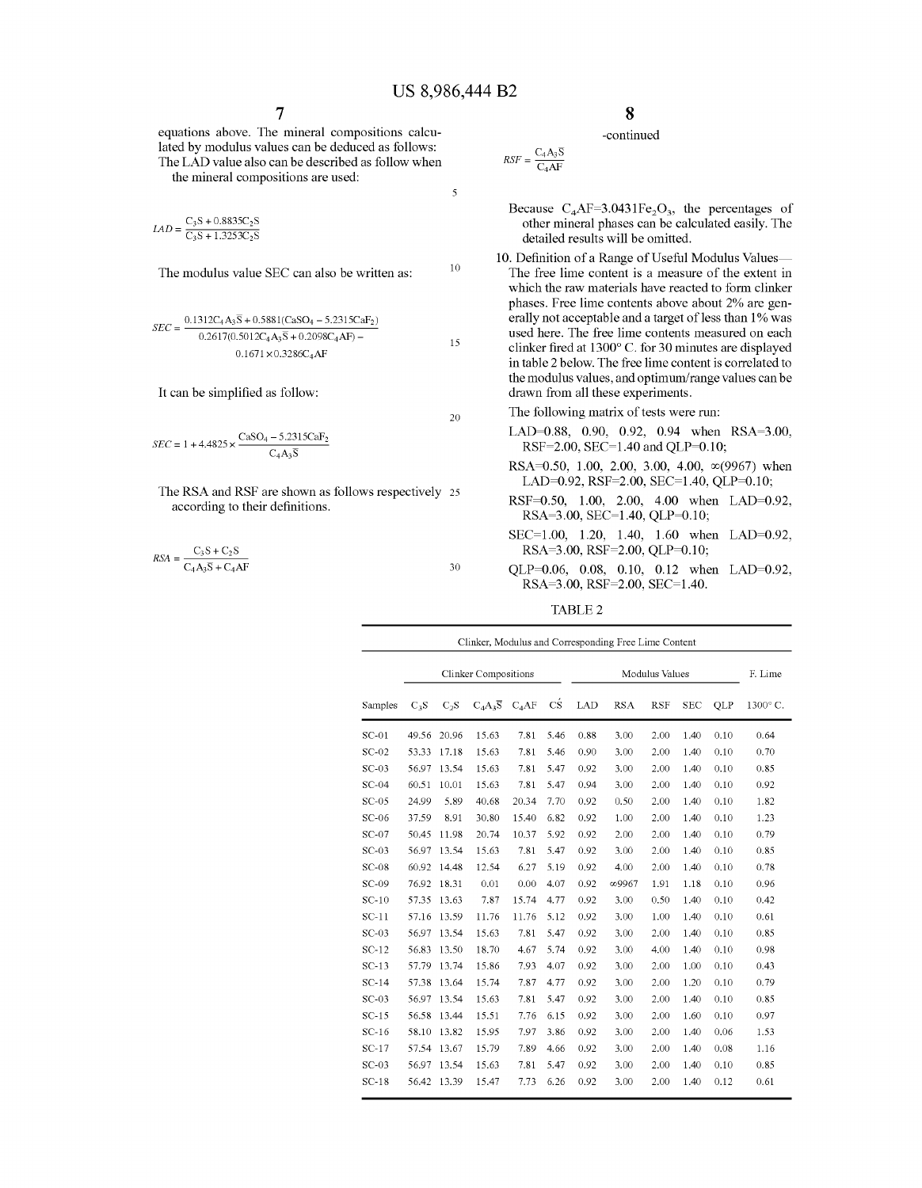equations above. The mineral compositions calculated by modulus values can be deduced as follows:

The LAD value also can be described as follow when the mineral compositions are used:

$$LAD = \frac{C_3S + 0.8835C_2S}{C_3S + 1.3253C_2S}$$

The modulus value SEC can also be written as:

$$SEC = \frac{0.1312C_4A_3\bar{S} + 0.5881(CaSO_4 - 5.2315CaF_2)}{0.2617(0.5012C_4A_3\bar{S} + 0.2098C_4AF) - 0.1671 \times 0.3286C_4AF}$$

It can be simplified as follow:

$$SEC = 1 + 4.4825 \times \frac{CaSO_4 - 5.2315CaF_2}{C_4A_3\bar{S}}$$

The RSA and RSF are shown as follows respectively according to their definitions.

$$RSA = \frac{C_3S + C_2S}{C_4A_3\bar{S} + C_4AF}$$

-continued

$$RSF = \frac{C_4A_3S}{C_4AF}$$

Because $C_4AF = 3.0431Fe_2O_3$, the percentages of other mineral phases can be calculated easily. The detailed results will be omitted.

10. Definition of a Range of Useful Modulus Values—The free lime content is a measure of the extent in which the raw materials have reacted to form clinker phases. Free lime contents above about 2% are generally not acceptable and a target of less than 1% was used here. The free lime contents measured on each clinker fired at 1300° C. for 30 minutes are displayed in table 2 below. The free lime content is correlated to the modulus values, and optimum/range values can be drawn from all these experiments.

The following matrix of tests were run:

LAD=0.88, 0.90, 0.92, 0.94 when RSA=3.00, RSF=2.00, SEC=1.40 and QLP=0.10;

RSA=0.50, 1.00, 2.00, 3.00, 4.00, ∞(9967) when LAD=0.92, RSF=2.00, SEC=1.40, QLP=0.10;

RSF=0.50, 1.00, 2.00, 4.00 when LAD=0.92, RSA=3.00, SEC=1.40, QLP=0.10;

SEC=1.00, 1.20, 1.40, 1.60 when LAD=0.92, RSA=3.00, RSF=2.00, QLP=0.10;

QLP=0.06, 0.08, 0.10, 0.12 when LAD=0.92, RSA=3.00, RSF=2.00, SEC=1.40.

TABLE 2

Clinker, Modulus and Corresponding Free Lime Content

| | Clinker Compositions | | | | | Modulus Values | | | | | F. Lime |
|---|---|---|---|---|---|---|---|---|---|---|---|
| Samples | $C_3S$ | $C_2S$ | $C_4A_3\bar{S}$ | $C_4AF$ | $C\bar{S}$ | LAD | RSA | RSF | SEC | QLP | 1300° C. |
| SC-01 | 49.56 | 20.96 | 15.63 | 7.81 | 5.46 | 0.88 | 3.00 | 2.00 | 1.40 | 0.10 | 0.64 |
| SC-02 | 53.33 | 17.18 | 15.63 | 7.81 | 5.46 | 0.90 | 3.00 | 2.00 | 1.40 | 0.10 | 0.70 |
| SC-03 | 56.97 | 13.54 | 15.63 | 7.81 | 5.47 | 0.92 | 3.00 | 2.00 | 1.40 | 0.10 | 0.85 |
| SC-04 | 60.51 | 10.01 | 15.63 | 7.81 | 5.47 | 0.94 | 3.00 | 2.00 | 1.40 | 0.10 | 0.92 |
| SC-05 | 24.99 | 5.89 | 40.68 | 20.34 | 7.70 | 0.92 | 0.50 | 2.00 | 1.40 | 0.10 | 1.82 |
| SC-06 | 37.59 | 8.91 | 30.80 | 15.40 | 6.82 | 0.92 | 1.00 | 2.00 | 1.40 | 0.10 | 1.23 |
| SC-07 | 50.45 | 11.98 | 20.74 | 10.37 | 5.92 | 0.92 | 2.00 | 2.00 | 1.40 | 0.10 | 0.79 |
| SC-03 | 56.97 | 13.54 | 15.63 | 7.81 | 5.47 | 0.92 | 3.00 | 2.00 | 1.40 | 0.10 | 0.85 |
| SC-08 | 60.92 | 14.48 | 12.54 | 6.27 | 5.19 | 0.92 | 4.00 | 2.00 | 1.40 | 0.10 | 0.78 |
| SC-09 | 76.92 | 18.31 | 0.01 | 0.00 | 4.07 | 0.92 | ∞9967 | 1.91 | 1.18 | 0.10 | 0.96 |
| SC-10 | 57.35 | 13.63 | 7.87 | 15.74 | 4.77 | 0.92 | 3.00 | 0.50 | 1.40 | 0.10 | 0.42 |
| SC-11 | 57.16 | 13.59 | 11.76 | 11.76 | 5.12 | 0.92 | 3.00 | 1.00 | 1.40 | 0.10 | 0.61 |
| SC-03 | 56.97 | 13.54 | 15.63 | 7.81 | 5.47 | 0.92 | 3.00 | 2.00 | 1.40 | 0.10 | 0.85 |
| SC-12 | 56.83 | 13.50 | 18.70 | 4.67 | 5.74 | 0.92 | 3.00 | 4.00 | 1.40 | 0.10 | 0.98 |
| SC-13 | 57.79 | 13.74 | 15.86 | 7.93 | 4.07 | 0.92 | 3.00 | 2.00 | 1.00 | 0.10 | 0.43 |
| SC-14 | 57.38 | 13.64 | 15.74 | 7.87 | 4.77 | 0.92 | 3.00 | 2.00 | 1.20 | 0.10 | 0.79 |
| SC-03 | 56.97 | 13.54 | 15.63 | 7.81 | 5.47 | 0.92 | 3.00 | 2.00 | 1.40 | 0.10 | 0.85 |
| SC-15 | 56.58 | 13.44 | 15.51 | 7.76 | 6.15 | 0.92 | 3.00 | 2.00 | 1.60 | 0.10 | 0.97 |
| SC-16 | 58.10 | 13.82 | 15.95 | 7.97 | 3.86 | 0.92 | 3.00 | 2.00 | 1.40 | 0.06 | 1.53 |
| SC-17 | 57.54 | 13.67 | 15.79 | 7.89 | 4.66 | 0.92 | 3.00 | 2.00 | 1.40 | 0.08 | 1.16 |
| SC-03 | 56.97 | 13.54 | 15.63 | 7.81 | 5.47 | 0.92 | 3.00 | 2.00 | 1.40 | 0.10 | 0.85 |
| SC-18 | 56.42 | 13.39 | 15.47 | 7.73 | 6.26 | 0.92 | 3.00 | 2.00 | 1.40 | 0.12 | 0.61 |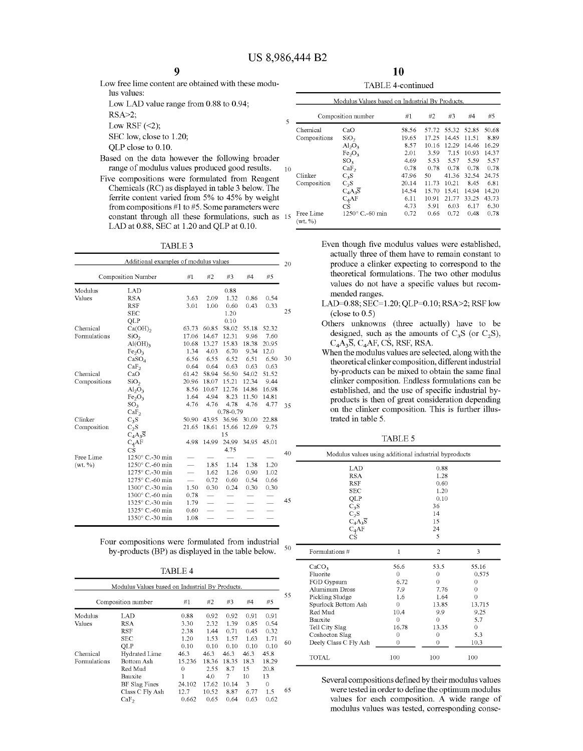Low free lime content are obtained with these modulus values:

Low LAD value range from 0.88 to 0.94;

RSA>2;

Low RSF (<2);

SEC low, close to 1.20;

QLP close to 0.10.

Based on the data however the following broader range of modulus values produced good results.

Five compositions were formulated from Reagent Chemicals (RC) as displayed in table 3 below. The ferrite content varied from 5% to 45% by weight from compositions #1 to #5. Some parameters were constant through all these formulations, such as LAD at 0.88, SEC at 1.20 and QLP at 0.10.

TABLE 3

Additional examples of modulus values

| | Composition Number | #1 | #2 | #3 | #4 | #5 |
|---|---|---|---|---|---|---|
| Modulus Values | LAD | | | 0.88 | | |
| | RSA | 3.63 | 2.09 | 1.32 | 0.86 | 0.54 |
| | RSF | 3.01 | 1.00 | 0.60 | 0.43 | 0.33 |
| | SEC | | | 1.20 | | |
| | QLP | | | 0.10 | | |
| Chemical Formulations | $Ca(OH)_2$ | 63.73 | 60.85 | 58.02 | 55.18 | 52.32 |
| | $SiO_2$ | 17.06 | 14.67 | 12.31 | 9.96 | 7.60 |
| | $Al(OH)_3$ | 10.68 | 13.27 | 15.83 | 18.38 | 20.95 |
| | $Fe_2O_3$ | 1.34 | 4.03 | 6.70 | 9.34 | 12.0 |
| | $CaSO_4$ | 6.56 | 6.55 | 6.52 | 6.51 | 6.50 |
| | $CaF_2$ | 0.64 | 0.64 | 0.63 | 0.63 | 0.63 |
| Chemical Compositions | CaO | 61.42 | 58.94 | 56.50 | 54.02 | 51.52 |
| | $SiO_2$ | 20.96 | 18.07 | 15.21 | 12.34 | 9.44 |
| | $Al_2O_3$ | 8.56 | 10.67 | 12.76 | 14.86 | 16.98 |
| | $Fe_2O_3$ | 1.64 | 4.94 | 8.23 | 11.50 | 14.81 |
| | $SO_3$ | 4.76 | 4.76 | 4.78 | 4.76 | 4.77 |
| | $CaF_2$ | | | 0.78-0.79 | | |
| Clinker Composition | $C_3S$ | 50.90 | 43.95 | 36.96 | 30.00 | 22.88 |
| | $C_2S$ | 21.65 | 18.61 | 15.66 | 12.69 | 9.75 |
| | $C_4A_3\overline{S}$ | | | 15 | | |
| | $C_4AF$ | 4.98 | 14.99 | 24.99 | 34.95 | 45.01 |
| | $C\overline{S}$ | | | 4.75 | | |
| Free Lime (wt. %) | 1250° C.-30 min | — | — | — | — | — |
| | 1250° C.-60 min | — | 1.85 | 1.14 | 1.38 | 1.20 |
| | 1275° C.-30 min | — | 1.62 | 1.26 | 0.90 | 1.02 |
| | 1275° C.-60 min | — | 0.72 | 0.60 | 0.54 | 0.66 |
| | 1300° C.-30 min | 1.50 | 0.30 | 0.24 | 0.30 | 0.30 |
| | 1300° C.-60 min | 0.78 | — | — | — | — |
| | 1325° C.-30 min | 1.79 | — | — | — | — |
| | 1325° C.-60 min | 0.60 | — | — | — | — |
| | 1350° C.-30 min | 1.08 | — | — | — | — |

Four compositions were formulated from industrial by-products (BP) as displayed in the table below.

TABLE 4

Modulus Values based on Industrial By Products.

| | Composition number | #1 | #2 | #3 | #4 | #5 |
|---|---|---|---|---|---|---|
| Modulus Values | LAD | 0.88 | 0.92 | 0.92 | 0.91 | 0.91 |
| | RSA | 3.30 | 2.32 | 1.39 | 0.85 | 0.54 |
| | RSF | 2.38 | 1.44 | 0.71 | 0.45 | 0.32 |
| | SEC | 1.20 | 1.53 | 1.57 | 1.63 | 1.71 |
| | QLP | 0.10 | 0.10 | 0.10 | 0.10 | 0.10 |
| Chemical Formulations | Hydrated Lime | 46.3 | 46.3 | 46.3 | 46.3 | 45.8 |
| | Bottom Ash | 15.236 | 18.36 | 18.35 | 18.3 | 18.29 |
| | Red Mud | 0 | 2.55 | 8.7 | 15 | 20.8 |
| | Bauxite | 1 | 4.0 | 7 | 10 | 13 |
| | BF Slag Fines | 24.102 | 17.62 | 10.14 | 3 | 0 |
| | Class C Fly Ash | 12.7 | 10.52 | 8.87 | 6.77 | 1.5 |
| | $CaF_2$ | 0.662 | 0.65 | 0.64 | 0.63 | 0.62 |
| Chemical Compositions | CaO | 58.56 | 57.72 | 55.32 | 52.85 | 50.68 |
| | $SiO_2$ | 19.65 | 17.25 | 14.45 | 11.51 | 8.89 |
| | $Al_2O_3$ | 8.57 | 10.16 | 12.29 | 14.46 | 16.29 |
| | $Fe_2O_3$ | 2.01 | 3.59 | 7.15 | 10.93 | 14.37 |
| | $SO_3$ | 4.69 | 5.53 | 5.57 | 5.59 | 5.57 |
| | $CaF_2$ | 0.78 | 0.78 | 0.78 | 0.78 | 0.78 |
| Clinker Composition | $C_3S$ | 47.96 | 50 | 41.36 | 32.54 | 24.75 |
| | $C_2S$ | 20.14 | 11.73 | 10.21 | 8.45 | 6.81 |
| | $C_4A_3\overline{S}$ | 14.54 | 15.70 | 15.41 | 14.94 | 14.20 |
| | $C_4AF$ | 6.11 | 10.91 | 21.77 | 33.25 | 43.73 |
| | $C\overline{S}$ | 4.73 | 5.91 | 6.03 | 6.17 | 6.30 |
| Free Lime (wt. %) | 1250° C.-60 min | 0.72 | 0.66 | 0.72 | 0.48 | 0.78 |

Even though five modulus values were established, actually three of them have to remain constant to produce a clinker expecting to correspond to the theoretical formulations. The two other modulus values do not have a specific values but recommended ranges.

LAD=0.88; SEC=1.20; QLP=0.10; RSA>2; RSF low (close to 0.5)

Others unknowns (three actually) have to be designed, such as the amounts of $C_3S$ (or $C_2S$), $C_4A_3\overline{S}$, $C_4AF$, $C\overline{S}$, RSF, RSA.

When the modulus values are selected, along with the theoretical clinker composition, different industrial by-products can be mixed to obtain the same final clinker composition. Endless formulations can be established, and the use of specific industrial by-products is then of great consideration depending on the clinker composition. This is further illustrated in table 5.

TABLE 5

Modulus values using additional industrial byproducts

| | |
|---|---|
| LAD | 0.88 |
| RSA | 1.28 |
| RSF | 0.60 |
| SEC | 1.20 |
| QLP | 0.10 |
| $C_3S$ | 36 |
| $C_2S$ | 14 |
| $C_4A_3\overline{S}$ | 15 |
| $C_4AF$ | 24 |
| $C\overline{S}$ | 5 |

| Formulations # | 1 | 2 | 3 |
|---|---|---|---|
| $CaCO_3$ | 56.6 | 53.5 | 55.16 |
| Fluorite | 0 | 0 | 0.575 |
| FGD Gypsum | 6.72 | 0 | 0 |
| Aluminum Dross | 7.9 | 7.76 | 0 |
| Pickling Sludge | 1.6 | 1.64 | 0 |
| Spurlock Bottom Ash | 0 | 13.85 | 13.715 |
| Red Mud | 10.4 | 9.9 | 9.25 |
| Bauxite | 0 | 0 | 5.7 |
| Tell City Slag | 16.78 | 13.35 | 0 |
| Coshocton Slag | 0 | 0 | 5.3 |
| Deely Class C Fly Ash | 0 | 0 | 10.3 |
| TOTAL | 100 | 100 | 100 |

Several compositions defined by their modulus values were tested in order to define the optimum modulus values for each composition. A wide range of modulus values was tested, corresponding conse-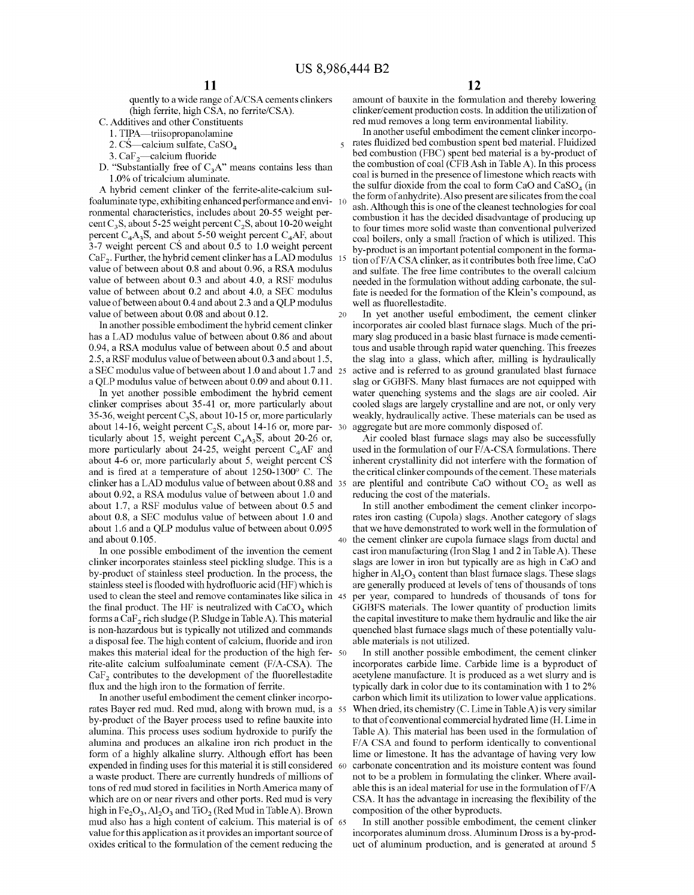quently to a wide range of A/CSA cements clinkers (high ferrite, high CSA, no ferrite/CSA).

C. Additives and other Constituents

1. TIPA—triisopropanolamine
2. CŚ—calcium sulfate, $CaSO_4$
3. $CaF_2$—calcium fluoride

D. "Substantially free of $C_3A$" means contains less than 1.0% of tricalcium aluminate.

A hybrid cement clinker of the ferrite-alite-calcium sulfoaluminate type, exhibiting enhanced performance and environmental characteristics, includes about 20-55 weight percent $C_3S$, about 5-25 weight percent $C_2S$, about 10-20 weight percent $C_4A_3\overline{S}$, and about 5-50 weight percent $C_4AF$, about 3-7 weight percent CŚ and about 0.5 to 1.0 weight percent $CaF_2$. Further, the hybrid cement clinker has a LAD modulus value of between about 0.8 and about 0.96, a RSA modulus value of between about 0.3 and about 4.0, a RSF modulus value of between about 0.2 and about 4.0, a SEC modulus value of between about 0.4 and about 2.3 and a QLP modulus value of between about 0.08 and about 0.12.

In another possible embodiment the hybrid cement clinker has a LAD modulus value of between about 0.86 and about 0.94, a RSA modulus value of between about 0.5 and about 2.5, a RSF modulus value of between about 0.3 and about 1.5, a SEC modulus value of between about 1.0 and about 1.7 and a QLP modulus value of between about 0.09 and about 0.11.

In yet another possible embodiment the hybrid cement clinker comprises about 35-41 or, more particularly about 35-36, weight percent $C_3S$, about 10-15 or, more particularly about 14-16, weight percent $C_2S$, about 14-16 or, more particularly about 15, weight percent $C_4A_3\overline{S}$, about 20-26 or, more particularly about 24-25, weight percent $C_4AF$ and about 4-6 or, more particularly about 5, weight percent CŚ and is fired at a temperature of about 1250-1300° C. The clinker has a LAD modulus value of between about 0.88 and about 0.92, a RSA modulus value of between about 1.0 and about 1.7, a RSF modulus value of between about 0.5 and about 0.8, a SEC modulus value of between about 1.0 and about 1.6 and a QLP modulus value of between about 0.095 and about 0.105.

In one possible embodiment of the invention the cement clinker incorporates stainless steel pickling sludge. This is a by-product of stainless steel production. In the process, the stainless steel is flooded with hydrofluoric acid (HF) which is used to clean the steel and remove contaminates like silica in the final product. The HF is neutralized with $CaCO_3$ which forms a $CaF_2$ rich sludge (P. Sludge in Table A). This material is non-hazardous but is typically not utilized and commands a disposal fee. The high content of calcium, fluoride and iron makes this material ideal for the production of the high ferrite-alite calcium sulfoaluminate cement (F/A-CSA). The $CaF_2$ contributes to the development of the fluorellestadite flux and the high iron to the formation of ferrite.

In another useful embodiment the cement clinker incorporates Bayer red mud. Red mud, along with brown mud, is a by-product of the Bayer process used to refine bauxite into alumina. This process uses sodium hydroxide to purify the alumina and produces an alkaline iron rich product in the form of a highly alkaline slurry. Although effort has been expended in finding uses for this material it is still considered a waste product. There are currently hundreds of millions of tons of red mud stored in facilities in North America many of which are on or near rivers and other ports. Red mud is very high in $Fe_2O_3$, $Al_2O_3$ and $TiO_2$ (Red Mud in Table A). Brown mud also has a high content of calcium. This material is of value for this application as it provides an important source of oxides critical to the formulation of the cement reducing the amount of bauxite in the formulation and thereby lowering clinker/cement production costs. In addition the utilization of red mud removes a long term environmental liability.

In another useful embodiment the cement clinker incorporates fluidized bed combustion spent bed material. Fluidized bed combustion (FBC) spent bed material is a by-product of the combustion of coal (CFB Ash in Table A). In this process coal is burned in the presence of limestone which reacts with the sulfur dioxide from the coal to form CaO and $CaSO_4$ (in the form of anhydrite). Also present are silicates from the coal ash. Although this is one of the cleanest technologies for coal combustion it has the decided disadvantage of producing up to four times more solid waste than conventional pulverized coal boilers, only a small fraction of which is utilized. This by-product is an important potential component in the formation of F/A CSA clinker, as it contributes both free lime, CaO and sulfate. The free lime contributes to the overall calcium needed in the formulation without adding carbonate, the sulfate is needed for the formation of the Klein's compound, as well as fluorellestadite.

In yet another useful embodiment, the cement clinker incorporates air cooled blast furnace slags. Much of the primary slag produced in a basic blast furnace is made cementitous and usable through rapid water quenching. This freezes the slag into a glass, which after, milling is hydraulically active and is referred to as ground granulated blast furnace slag or GGBFS. Many blast furnaces are not equipped with water quenching systems and the slags are air cooled. Air cooled slags are largely crystalline and are not, or only very weakly, hydraulically active. These materials can be used as aggregate but are more commonly disposed of.

Air cooled blast furnace slags may also be successfully used in the formulation of our F/A-CSA formulations. There inherent crystallinity did not interfere with the formation of the critical clinker compounds of the cement. These materials are plentiful and contribute CaO without $CO_2$ as well as reducing the cost of the materials.

In still another embodiment the cement clinker incorporates iron casting (Cupola) slags. Another category of slags that we have demonstrated to work well in the formulation of the cement clinker are cupola furnace slags from ductal and cast iron manufacturing (Iron Slag 1 and 2 in Table A). These slags are lower in iron but typically are as high in CaO and higher in $Al_2O_3$ content than blast furnace slags. These slags are generally produced at levels of tens of thousands of tons per year, compared to hundreds of thousands of tons for GGBFS materials. The lower quantity of production limits the capital investiture to make them hydraulic and like the air quenched blast furnace slags much of these potentially valuable materials is not utilized.

In still another possible embodiment, the cement clinker incorporates carbide lime. Carbide lime is a byproduct of acetylene manufacture. It is produced as a wet slurry and is typically dark in color due to its contamination with 1 to 2% carbon which limit its utilization to lower value applications. When dried, its chemistry (C. Lime in Table A) is very similar to that of conventional commercial hydrated lime (H. Lime in Table A). This material has been used in the formulation of F/A CSA and found to perform identically to conventional lime or limestone. It has the advantage of having very low carbonate concentration and its moisture content was found not to be a problem in formulating the clinker. Where available this is an ideal material for use in the formulation of F/A CSA. It has the advantage in increasing the flexibility of the composition of the other byproducts.

In still another possible embodiment, the cement clinker incorporates aluminum dross. Aluminum Dross is a by-product of aluminum production, and is generated at around 5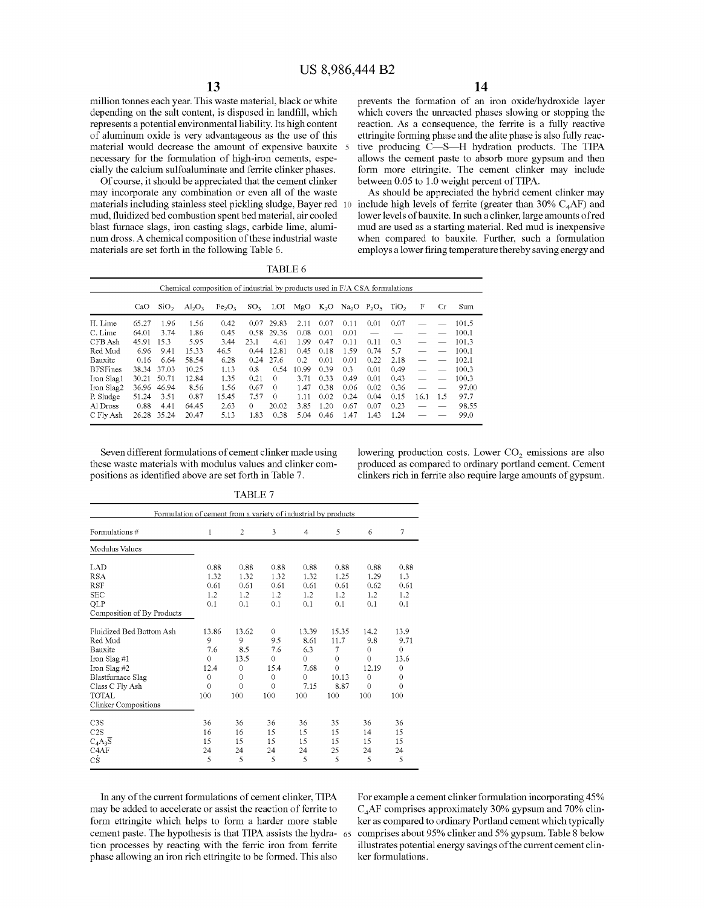million tonnes each year. This waste material, black or white depending on the salt content, is disposed in landfill, which represents a potential environmental liability. Its high content of aluminum oxide is very advantageous as the use of this material would decrease the amount of expensive bauxite necessary for the formulation of high-iron cements, especially the calcium sulfoaluminate and ferrite clinker phases.

Of course, it should be appreciated that the cement clinker may incorporate any combination or even all of the waste materials including stainless steel pickling sludge, Bayer red mud, fluidized bed combustion spent bed material, air cooled blast furnace slags, iron casting slags, carbide lime, aluminum dross. A chemical composition of these industrial waste materials are set forth in the following Table 6.

TABLE 6

Chemical composition of industrial by products used in F/A CSA formulations

| | CaO | $SiO_2$ | $Al_2O_3$ | $Fe_2O_3$ | $SO_3$ | LOI | MgO | $K_2O$ | $Na_2O$ | $P_2O_5$ | $TiO_2$ | F | Cr | Sum |
|---|---|---|---|---|---|---|---|---|---|---|---|---|---|---|
| H. Lime | 65.27 | 1.96 | 1.56 | 0.42 | 0.07 | 29.83 | 2.11 | 0.07 | 0.11 | 0.01 | 0.07 | — | — | 101.5 |
| C. Lime | 64.01 | 3.74 | 1.86 | 0.45 | 0.58 | 29.36 | 0.08 | 0.01 | 0.01 | — | — | — | — | 100.1 |
| CFB Ash | 45.91 | 15.3 | 5.95 | 3.44 | 23.1 | 4.61 | 1.99 | 0.47 | 0.11 | 0.11 | 0.3 | — | — | 101.3 |
| Red Mud | 6.96 | 9.41 | 15.33 | 46.5 | 0.44 | 12.81 | 0.45 | 0.18 | 1.59 | 0.74 | 5.7 | — | — | 100.1 |
| Bauxite | 0.16 | 6.64 | 58.54 | 6.28 | 0.24 | 27.6 | 0.2 | 0.01 | 0.01 | 0.22 | 2.18 | — | — | 102.1 |
| BFSFines | 38.34 | 37.03 | 10.25 | 1.13 | 0.8 | 0.54 | 10.99 | 0.39 | 0.3 | 0.01 | 0.49 | — | — | 100.3 |
| Iron Slag1 | 30.21 | 50.71 | 12.84 | 1.35 | 0.21 | 0 | 3.71 | 0.33 | 0.49 | 0.01 | 0.43 | — | — | 100.3 |
| Iron Slag2 | 36.96 | 46.94 | 8.56 | 1.56 | 0.67 | 0 | 1.47 | 0.38 | 0.06 | 0.02 | 0.36 | — | — | 97.00 |
| P. Sludge | 51.24 | 3.51 | 0.87 | 15.45 | 7.57 | 0 | 1.11 | 0.02 | 0.24 | 0.04 | 0.15 | 16.1 | 1.5 | 97.7 |
| Al Dross | 0.88 | 4.41 | 64.45 | 2.63 | 0 | 20.02 | 3.85 | 1.20 | 0.67 | 0.07 | 0.23 | — | — | 98.55 |
| C Fly Ash | 26.28 | 35.24 | 20.47 | 5.13 | 1.83 | 0.38 | 5.04 | 0.46 | 1.47 | 1.43 | 1.24 | — | — | 99.0 |

Seven different formulations of cement clinker made using these waste materials with modulus values and clinker compositions as identified above are set forth in Table 7.

TABLE 7

Formulation of cement from a variety of industrial by products

| Formulations # | 1 | 2 | 3 | 4 | 5 | 6 | 7 |
|---|---|---|---|---|---|---|---|
| **Modulus Values** | | | | | | | |
| LAD | 0.88 | 0.88 | 0.88 | 0.88 | 0.88 | 0.88 | 0.88 |
| RSA | 1.32 | 1.32 | 1.32 | 1.32 | 1.25 | 1.29 | 1.3 |
| RSF | 0.61 | 0.61 | 0.61 | 0.61 | 0.61 | 0.62 | 0.61 |
| SEC | 1.2 | 1.2 | 1.2 | 1.2 | 1.2 | 1.2 | 1.2 |
| QLP | 0.1 | 0.1 | 0.1 | 0.1 | 0.1 | 0.1 | 0.1 |
| **Composition of By Products** | | | | | | | |
| Fluidized Bed Bottom Ash | 13.86 | 13.62 | 0 | 13.39 | 15.35 | 14.2 | 13.9 |
| Red Mud | 9 | 9 | 9.5 | 8.61 | 11.7 | 9.8 | 9.71 |
| Bauxite | 7.6 | 8.5 | 7.6 | 6.3 | 7 | 0 | 0 |
| Iron Slag #1 | 0 | 13.5 | 0 | 0 | 0 | 0 | 13.6 |
| Iron Slag #2 | 12.4 | 0 | 15.4 | 7.68 | 0 | 12.19 | 0 |
| Blastfurnace Slag | 0 | 0 | 0 | 0 | 10.13 | 0 | 0 |
| Class C Fly Ash | 0 | 0 | 0 | 7.15 | 8.87 | 0 | 0 |
| TOTAL | 100 | 100 | 100 | 100 | 100 | 100 | 100 |
| **Clinker Compositions** | | | | | | | |
| C3S | 36 | 36 | 36 | 36 | 35 | 36 | 36 |
| C2S | 16 | 16 | 15 | 15 | 15 | 14 | 15 |
| $C_4A_3\bar{S}$ | 15 | 15 | 15 | 15 | 15 | 15 | 15 |
| C4AF | 24 | 24 | 24 | 24 | 25 | 24 | 24 |
| $C\bar{S}$ | 5 | 5 | 5 | 5 | 5 | 5 | 5 |

In any of the current formulations of cement clinker, TIPA may be added to accelerate or assist the reaction of ferrite to form ettringite which helps to form a harder more stable cement paste. The hypothesis is that TIPA assists the hydration processes by reacting with the ferric iron from ferrite phase allowing an iron rich ettringite to be formed. This also prevents the formation of an iron oxide/hydroxide layer which covers the unreacted phases slowing or stopping the reaction. As a consequence, the ferrite is a fully reactive ettringite forming phase and the alite phase is also fully reactive producing C—S—H hydration products. The TIPA allows the cement paste to absorb more gypsum and then form more ettringite. The cement clinker may include between 0.05 to 1.0 weight percent of TIPA.

As should be appreciated the hybrid cement clinker may include high levels of ferrite (greater than 30% $C_4AF$) and lower levels of bauxite. In such a clinker, large amounts of red mud are used as a starting material. Red mud is inexpensive when compared to bauxite. Further, such a formulation employs a lower firing temperature thereby saving energy and lowering production costs. Lower $CO_2$ emissions are also produced as compared to ordinary portland cement. Cement clinkers rich in ferrite also require large amounts of gypsum. For example a cement clinker formulation incorporating 45% $C_4AF$ comprises approximately 30% gypsum and 70% clinker as compared to ordinary Portland cement which typically comprises about 95% clinker and 5% gypsum. Table 8 below illustrates potential energy savings of the current cement clinker formulations.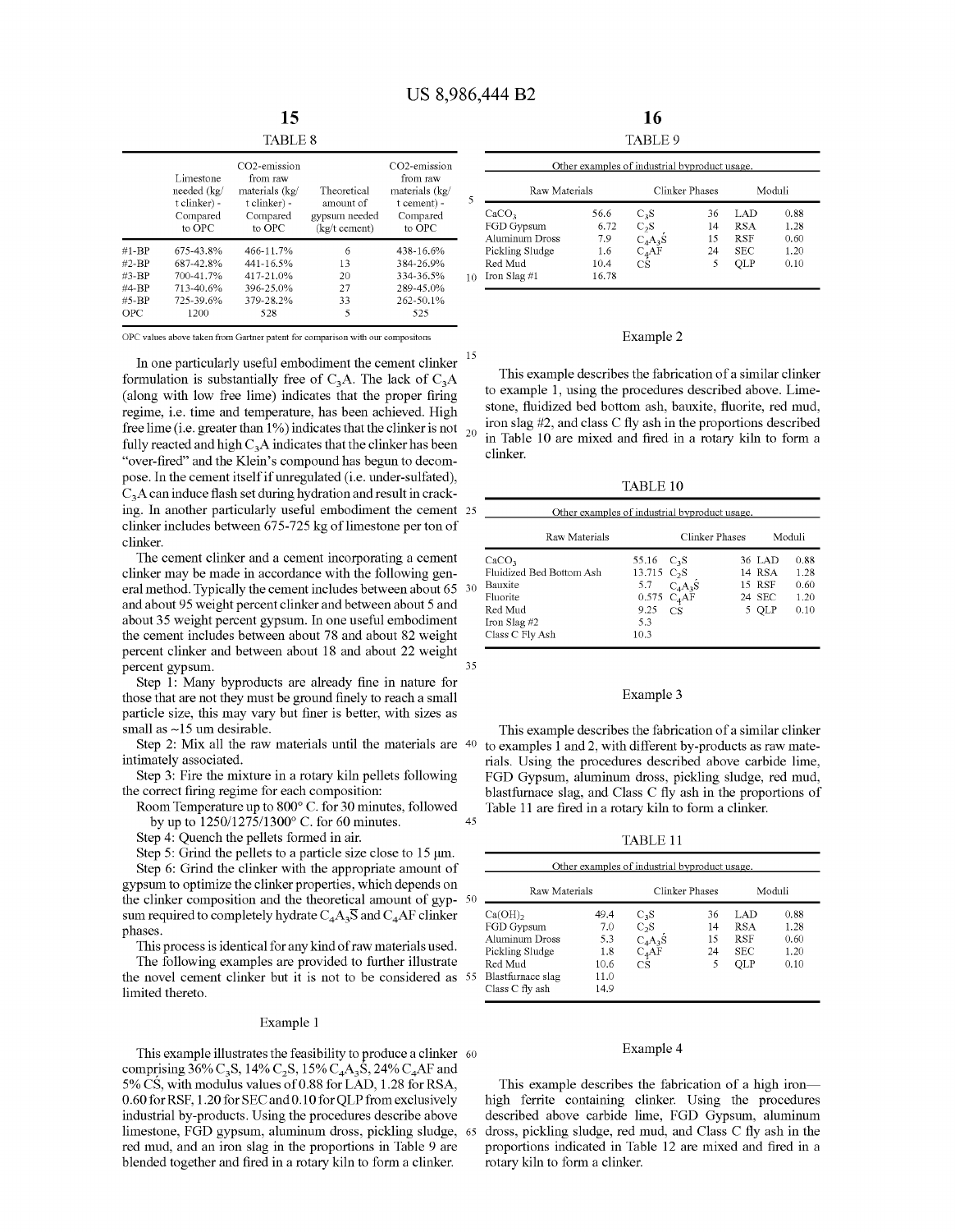TABLE 8

| | Limestone needed (kg/t clinker) - Compared to OPC | CO2-emission from raw materials (kg/t clinker) - Compared to OPC | Theoretical amount of gypsum needed (kg/t cement) | CO2-emission from raw materials (kg/t cement) - Compared to OPC |
|---|---|---|---|---|
| #1-BP | 675-43.8% | 466-11.7% | 6 | 438-16.6% |
| #2-BP | 687-42.8% | 441-16.5% | 13 | 384-26.9% |
| #3-BP | 700-41.7% | 417-21.0% | 20 | 334-36.5% |
| #4-BP | 713-40.6% | 396-25.0% | 27 | 289-45.0% |
| #5-BP | 725-39.6% | 379-28.2% | 33 | 262-50.1% |
| OPC | 1200 | 528 | 5 | 525 |

OPC values above taken from Gartner patent for comparison with our compositons

In one particularly useful embodiment the cement clinker formulation is substantially free of $C_3A$. The lack of $C_3A$ (along with low free lime) indicates that the proper firing regime, i.e. time and temperature, has been achieved. High free lime (i.e. greater than 1%) indicates that the clinker is not fully reacted and high $C_3A$ indicates that the clinker has been "over-fired" and the Klein's compound has begun to decompose. In the cement itself if unregulated (i.e. under-sulfated), $C_3A$ can induce flash set during hydration and result in cracking. In another particularly useful embodiment the cement clinker includes between 675-725 kg of limestone per ton of clinker.

The cement clinker and a cement incorporating a cement clinker may be made in accordance with the following general method. Typically the cement includes between about 65 and about 95 weight percent clinker and between about 5 and about 35 weight percent gypsum. In one useful embodiment the cement includes between about 78 and about 82 weight percent clinker and between about 18 and about 22 weight percent gypsum.

Step 1: Many byproducts are already fine in nature for those that are not they must be ground finely to reach a small particle size, this may vary but finer is better, with sizes as small as ~15 um desirable.

Step 2: Mix all the raw materials until the materials are intimately associated.

Step 3: Fire the mixture in a rotary kiln pellets following the correct firing regime for each composition:

Room Temperature up to 800° C. for 30 minutes, followed by up to 1250/1275/1300° C. for 60 minutes.

Step 4: Quench the pellets formed in air.

Step 5: Grind the pellets to a particle size close to 15 μm.

Step 6: Grind the clinker with the appropriate amount of gypsum to optimize the clinker properties, which depends on the clinker composition and the theoretical amount of gypsum required to completely hydrate $C_4A_3\overline{S}$ and $C_4AF$ clinker phases.

This process is identical for any kind of raw materials used.

The following examples are provided to further illustrate the novel cement clinker but it is not to be considered as limited thereto.

## Example 1

This example illustrates the feasibility to produce a clinker comprising 36% $C_3S$, 14% $C_2S$, 15% $C_4A_3\acute{S}$, 24% $C_4AF$ and 5% $C\acute{S}$, with modulus values of 0.88 for LAD, 1.28 for RSA, 0.60 for RSF, 1.20 for SEC and 0.10 for QLP from exclusively industrial by-products. Using the procedures describe above limestone, FGD gypsum, aluminum dross, pickling sludge, red mud, and an iron slag in the proportions in Table 9 are blended together and fired in a rotary kiln to form a clinker.

TABLE 9

| Other examples of industrial byproduct usage. | | | | | |
|---|---|---|---|---|---|
| Raw Materials | | Clinker Phases | | Moduli | |
| $CaCO_3$ | 56.6 | $C_3S$ | 36 | LAD | 0.88 |
| FGD Gypsum | 6.72 | $C_2S$ | 14 | RSA | 1.28 |
| Aluminum Dross | 7.9 | $C_4A_3\acute{S}$ | 15 | RSF | 0.60 |
| Pickling Sludge | 1.6 | $C_4AF$ | 24 | SEC | 1.20 |
| Red Mud | 10.4 | $C\acute{S}$ | 5 | QLP | 0.10 |
| Iron Slag #1 | 16.78 | | | | |

## Example 2

This example describes the fabrication of a similar clinker to example 1, using the procedures described above. Limestone, fluidized bed bottom ash, bauxite, fluorite, red mud, iron slag #2, and class C fly ash in the proportions described in Table 10 are mixed and fired in a rotary kiln to form a clinker.

TABLE 10

| Other examples of industrial byproduct usage. | | | | | |
|---|---|---|---|---|---|
| Raw Materials | | Clinker Phases | | Moduli | |
| $CaCO_3$ | 55.16 | $C_3S$ | 36 | LAD | 0.88 |
| Fluidized Bed Bottom Ash | 13.715 | $C_2S$ | 14 | RSA | 1.28 |
| Bauxite | 5.7 | $C_4A_3\acute{S}$ | 15 | RSF | 0.60 |
| Fluorite | 0.575 | $C_4AF$ | 24 | SEC | 1.20 |
| Red Mud | 9.25 | $C\acute{S}$ | 5 | QLP | 0.10 |
| Iron Slag #2 | 5.3 | | | | |
| Class C Fly Ash | 10.3 | | | | |

## Example 3

This example describes the fabrication of a similar clinker to examples 1 and 2, with different by-products as raw materials. Using the procedures described above carbide lime, FGD Gypsum, aluminum dross, pickling sludge, red mud, blastfurnace slag, and Class C fly ash in the proportions of Table 11 are fired in a rotary kiln to form a clinker.

TABLE 11

| Other examples of industrial byproduct usage. | | | | | |
|---|---|---|---|---|---|
| Raw Materials | | Clinker Phases | | Moduli | |
| $Ca(OH)_2$ | 49.4 | $C_3S$ | 36 | LAD | 0.88 |
| FGD Gypsum | 7.0 | $C_2S$ | 14 | RSA | 1.28 |
| Aluminum Dross | 5.3 | $C_4A_3\acute{S}$ | 15 | RSF | 0.60 |
| Pickling Sludge | 1.8 | $C_4AF$ | 24 | SEC | 1.20 |
| Red Mud | 10.6 | $C\acute{S}$ | 5 | QLP | 0.10 |
| Blastfurnace slag | 11.0 | | | | |
| Class C fly ash | 14.9 | | | | |

## Example 4

This example describes the fabrication of a high iron—high ferrite containing clinker. Using the procedures described above carbide lime, FGD Gypsum, aluminum dross, pickling sludge, red mud, and Class C fly ash in the proportions indicated in Table 12 are mixed and fired in a rotary kiln to form a clinker.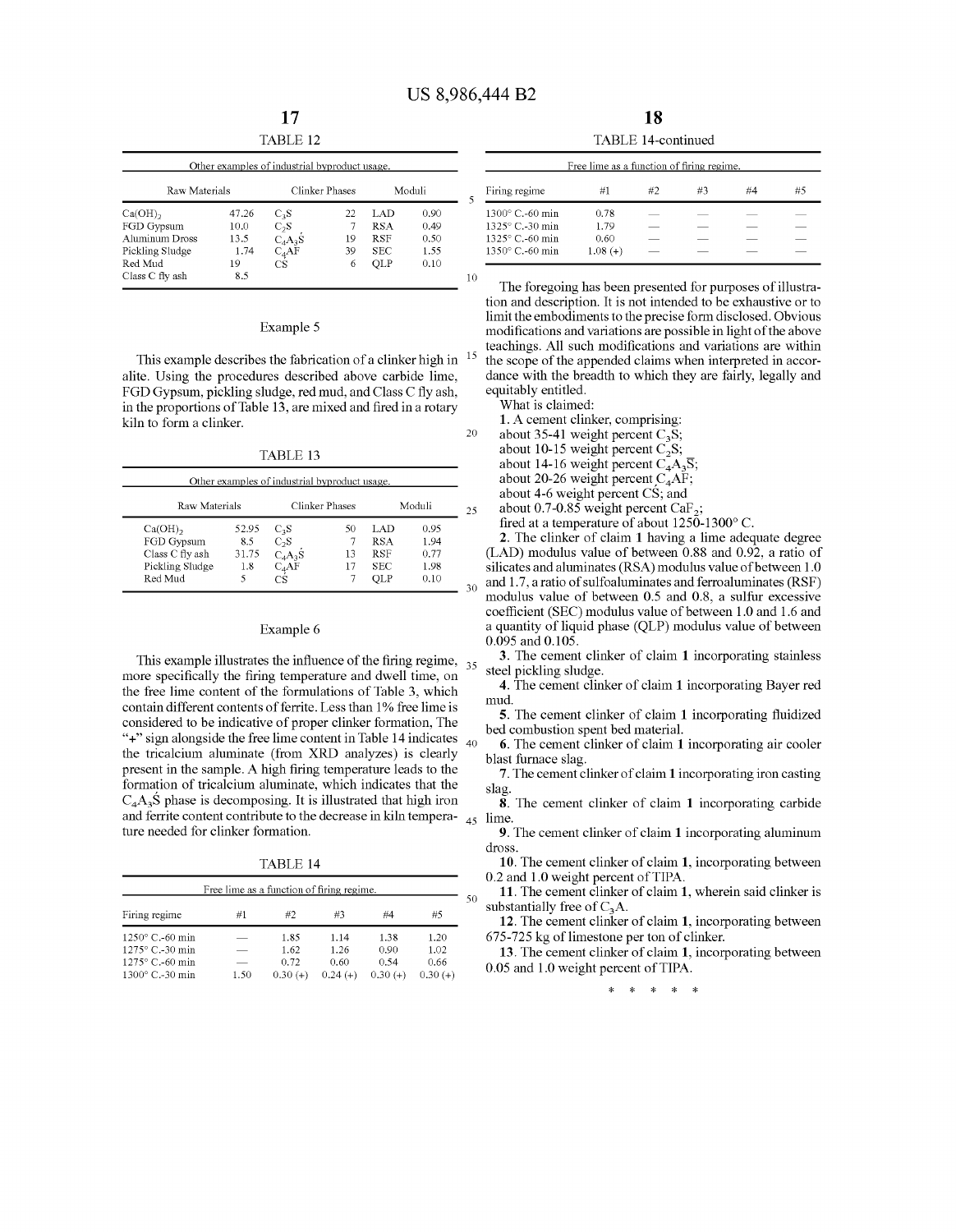TABLE 12

| Other examples of industrial byproduct usage. | | | | | |
|---|---|---|---|---|---|
| Raw Materials | | Clinker Phases | | Moduli | |
| $Ca(OH)_2$ | 47.26 | $C_3S$ | 22 | LAD | 0.90 |
| FGD Gypsum | 10.0 | $C_2S$ | 7 | RSA | 0.49 |
| Aluminum Dross | 13.5 | $C_4A_3\dot{S}$ | 19 | RSF | 0.50 |
| Pickling Sludge | 1.74 | $C_4AF$ | 39 | SEC | 1.55 |
| Red Mud | 19 | $C\dot{S}$ | 6 | QLP | 0.10 |
| Class C fly ash | 8.5 | | | | |

Example 5

This example describes the fabrication of a clinker high in alite. Using the procedures described above carbide lime, FGD Gypsum, pickling sludge, red mud, and Class C fly ash, in the proportions of Table 13, are mixed and fired in a rotary kiln to form a clinker.

TABLE 13

| Other examples of industrial byproduct usage. | | | | | |
|---|---|---|---|---|---|
| Raw Materials | | Clinker Phases | | Moduli | |
| $Ca(OH)_2$ | 52.95 | $C_3S$ | 50 | LAD | 0.95 |
| FGD Gypsum | 8.5 | $C_2S$ | 7 | RSA | 1.94 |
| Class C fly ash | 31.75 | $C_4A_3\dot{S}$ | 13 | RSF | 0.77 |
| Pickling Sludge | 1.8 | $C_4AF$ | 17 | SEC | 1.98 |
| Red Mud | 5 | $C\dot{S}$ | 7 | QLP | 0.10 |

Example 6

This example illustrates the influence of the firing regime, more specifically the firing temperature and dwell time, on the free lime content of the formulations of Table 3, which contain different contents of ferrite. Less than 1% free lime is considered to be indicative of proper clinker formation, The "+" sign alongside the free lime content in Table 14 indicates the tricalcium aluminate (from XRD analyzes) is clearly present in the sample. A high firing temperature leads to the formation of tricalcium aluminate, which indicates that the $C_4A_3\dot{S}$ phase is decomposing. It is illustrated that high iron and ferrite content contribute to the decrease in kiln temperature needed for clinker formation.

TABLE 14

| Free lime as a function of firing regime. | | | | | |
|---|---|---|---|---|---|
| Firing regime | #1 | #2 | #3 | #4 | #5 |
| 1250° C.-60 min | — | 1.85 | 1.14 | 1.38 | 1.20 |
| 1275° C.-30 min | — | 1.62 | 1.26 | 0.90 | 1.02 |
| 1275° C.-60 min | — | 0.72 | 0.60 | 0.54 | 0.66 |
| 1300° C.-30 min | 1.50 | 0.30 (+) | 0.24 (+) | 0.30 (+) | 0.30 (+) |
| 1300° C.-60 min | 0.78 | — | — | — | — |
| 1325° C.-30 min | 1.79 | — | — | — | — |
| 1325° C.-60 min | 0.60 | — | — | — | — |
| 1350° C.-60 min | 1.08 (+) | — | — | — | — |

The foregoing has been presented for purposes of illustration and description. It is not intended to be exhaustive or to limit the embodiments to the precise form disclosed. Obvious modifications and variations are possible in light of the above teachings. All such modifications and variations are within the scope of the appended claims when interpreted in accordance with the breadth to which they are fairly, legally and equitably entitled.

What is claimed:

1. A cement clinker, comprising:
about 35-41 weight percent $C_3S$;
about 10-15 weight percent $C_2S$;
about 14-16 weight percent $C_4A_3\overline{S}$;
about 20-26 weight percent $C_4AF$;
about 4-6 weight percent $C\dot{S}$; and
about 0.7-0.85 weight percent $CaF_2$;
fired at a temperature of about 1250-1300° C.

2. The clinker of claim 1 having a lime adequate degree (LAD) modulus value of between 0.88 and 0.92, a ratio of silicates and aluminates (RSA) modulus value of between 1.0 and 1.7, a ratio of sulfoaluminates and ferroaluminates (RSF) modulus value of between 0.5 and 0.8, a sulfur excessive coefficient (SEC) modulus value of between 1.0 and 1.6 and a quantity of liquid phase (QLP) modulus value of between 0.095 and 0.105.

3. The cement clinker of claim 1 incorporating stainless steel pickling sludge.

4. The cement clinker of claim 1 incorporating Bayer red mud.

5. The cement clinker of claim 1 incorporating fluidized bed combustion spent bed material.

6. The cement clinker of claim 1 incorporating air cooler blast furnace slag.

7. The cement clinker of claim 1 incorporating iron casting slag.

8. The cement clinker of claim 1 incorporating carbide lime.

9. The cement clinker of claim 1 incorporating aluminum dross.

10. The cement clinker of claim 1, incorporating between 0.2 and 1.0 weight percent of TIPA.

11. The cement clinker of claim 1, wherein said clinker is substantially free of $C_3A$.

12. The cement clinker of claim 1, incorporating between 675-725 kg of limestone per ton of clinker.

13. The cement clinker of claim 1, incorporating between 0.05 and 1.0 weight percent of TIPA.

* * * * *